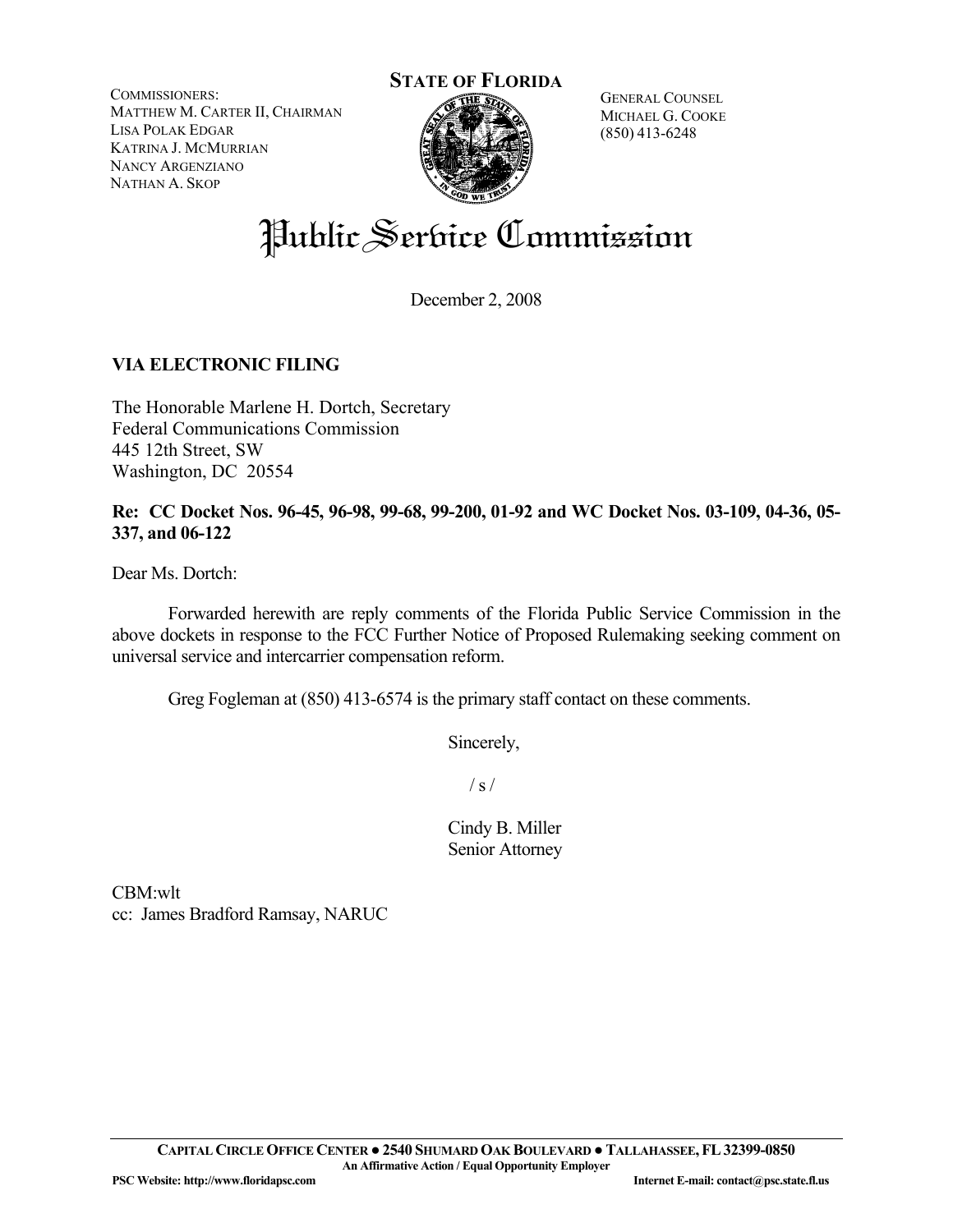COMMISSIONERS:
MATTHEW M. CARTER II, CHAIRMAN
LISA POLAK EDGAR
KATRINA J. MCMURRIAN
NANCY ARGENZIANO
NATHAN A. SKOP

**STATE OF FLORIDA**

GENERAL COUNSEL
MICHAEL G. COOKE
(850) 413-6248

# Public Service Commission

December 2, 2008

**VIA ELECTRONIC FILING**

The Honorable Marlene H. Dortch, Secretary
Federal Communications Commission
445 12th Street, SW
Washington, DC 20554

**Re: CC Docket Nos. 96-45, 96-98, 99-68, 99-200, 01-92 and WC Docket Nos. 03-109, 04-36, 05-337, and 06-122**

Dear Ms. Dortch:

Forwarded herewith are reply comments of the Florida Public Service Commission in the above dockets in response to the FCC Further Notice of Proposed Rulemaking seeking comment on universal service and intercarrier compensation reform.

Greg Fogleman at (850) 413-6574 is the primary staff contact on these comments.

Sincerely,

/ s /

Cindy B. Miller
Senior Attorney

CBM:wlt
cc: James Bradford Ramsay, NARUC

CAPITAL CIRCLE OFFICE CENTER ● 2540 SHUMARD OAK BOULEVARD ● TALLAHASSEE, FL 32399-0850
An Affirmative Action / Equal Opportunity Employer
PSC Website: http://www.floridapsc.com Internet E-mail: contact@psc.state.fl.us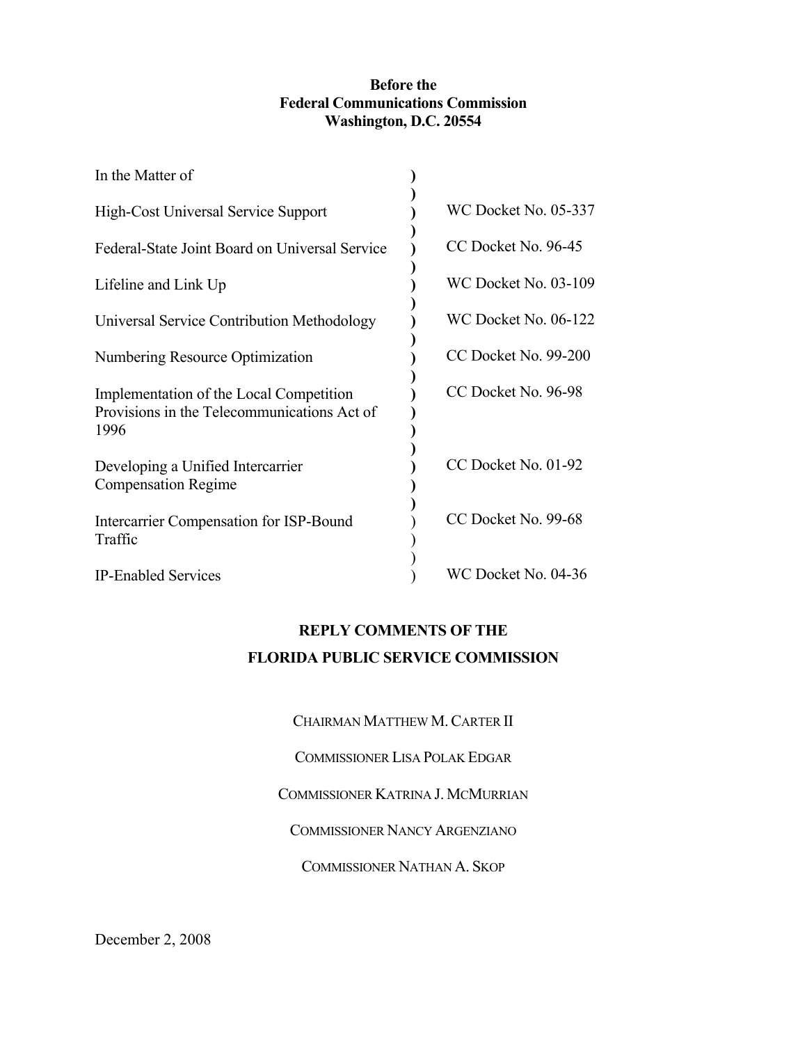**Before the**
**Federal Communications Commission**
**Washington, D.C. 20554**

| In the Matter of | ) | |
|---|---|---|
| High-Cost Universal Service Support | ) | WC Docket No. 05-337 |
| Federal-State Joint Board on Universal Service | ) | CC Docket No. 96-45 |
| Lifeline and Link Up | ) | WC Docket No. 03-109 |
| Universal Service Contribution Methodology | ) | WC Docket No. 06-122 |
| Numbering Resource Optimization | ) | CC Docket No. 99-200 |
| Implementation of the Local Competition Provisions in the Telecommunications Act of 1996 | ) | CC Docket No. 96-98 |
| Developing a Unified Intercarrier Compensation Regime | ) | CC Docket No. 01-92 |
| Intercarrier Compensation for ISP-Bound Traffic | ) | CC Docket No. 99-68 |
| IP-Enabled Services | ) | WC Docket No. 04-36 |

**REPLY COMMENTS OF THE**

**FLORIDA PUBLIC SERVICE COMMISSION**

CHAIRMAN MATTHEW M. CARTER II

COMMISSIONER LISA POLAK EDGAR

COMMISSIONER KATRINA J. MCMURRIAN

COMMISSIONER NANCY ARGENZIANO

COMMISSIONER NATHAN A. SKOP

December 2, 2008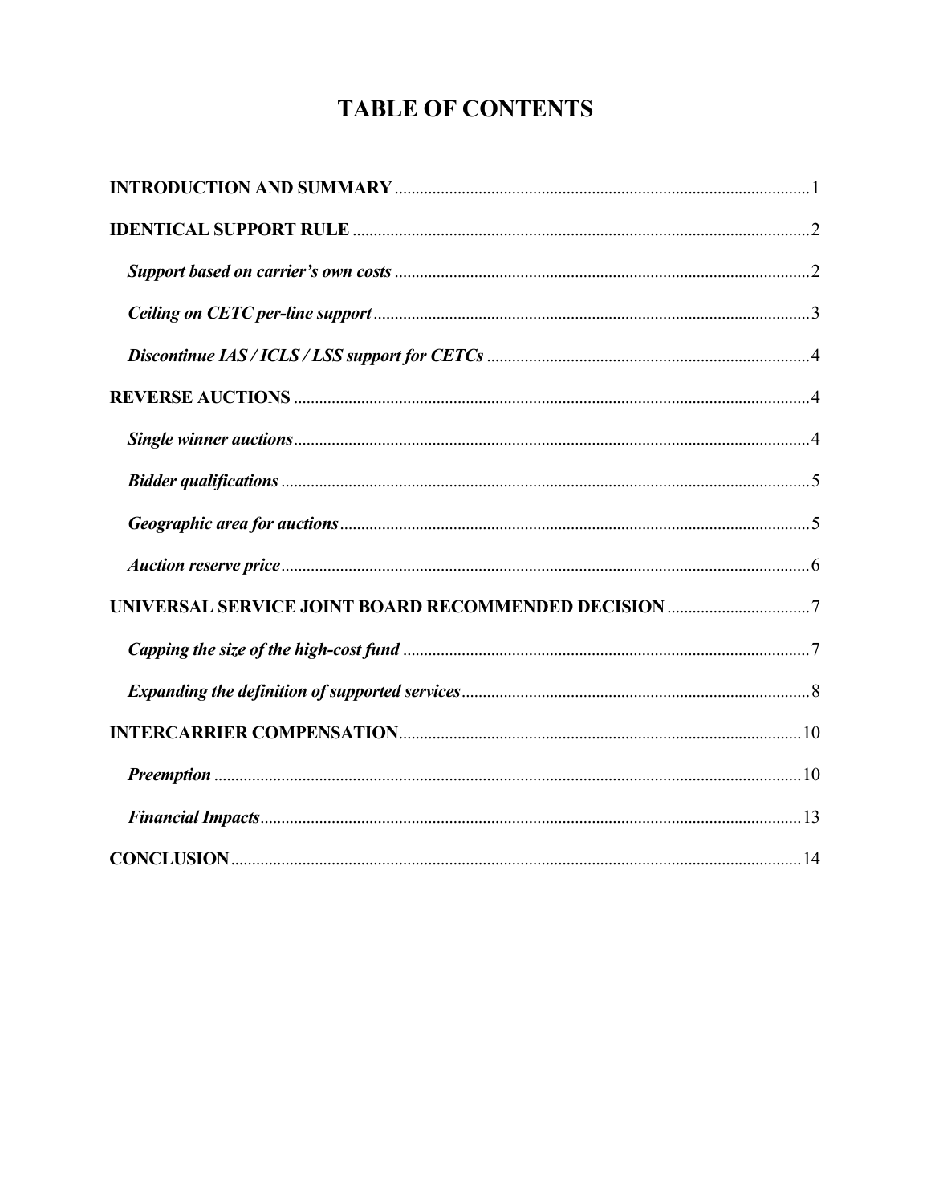# TABLE OF CONTENTS

**INTRODUCTION AND SUMMARY** .......... 1

**IDENTICAL SUPPORT RULE** .......... 2

***Support based on carrier's own costs*** .......... 2

***Ceiling on CETC per-line support*** .......... 3

***Discontinue IAS / ICLS / LSS support for CETCs*** .......... 4

**REVERSE AUCTIONS** .......... 4

***Single winner auctions*** .......... 4

***Bidder qualifications*** .......... 5

***Geographic area for auctions*** .......... 5

***Auction reserve price*** .......... 6

**UNIVERSAL SERVICE JOINT BOARD RECOMMENDED DECISION** .......... 7

***Capping the size of the high-cost fund*** .......... 7

***Expanding the definition of supported services*** .......... 8

**INTERCARRIER COMPENSATION** .......... 10

***Preemption*** .......... 10

***Financial Impacts*** .......... 13

**CONCLUSION** .......... 14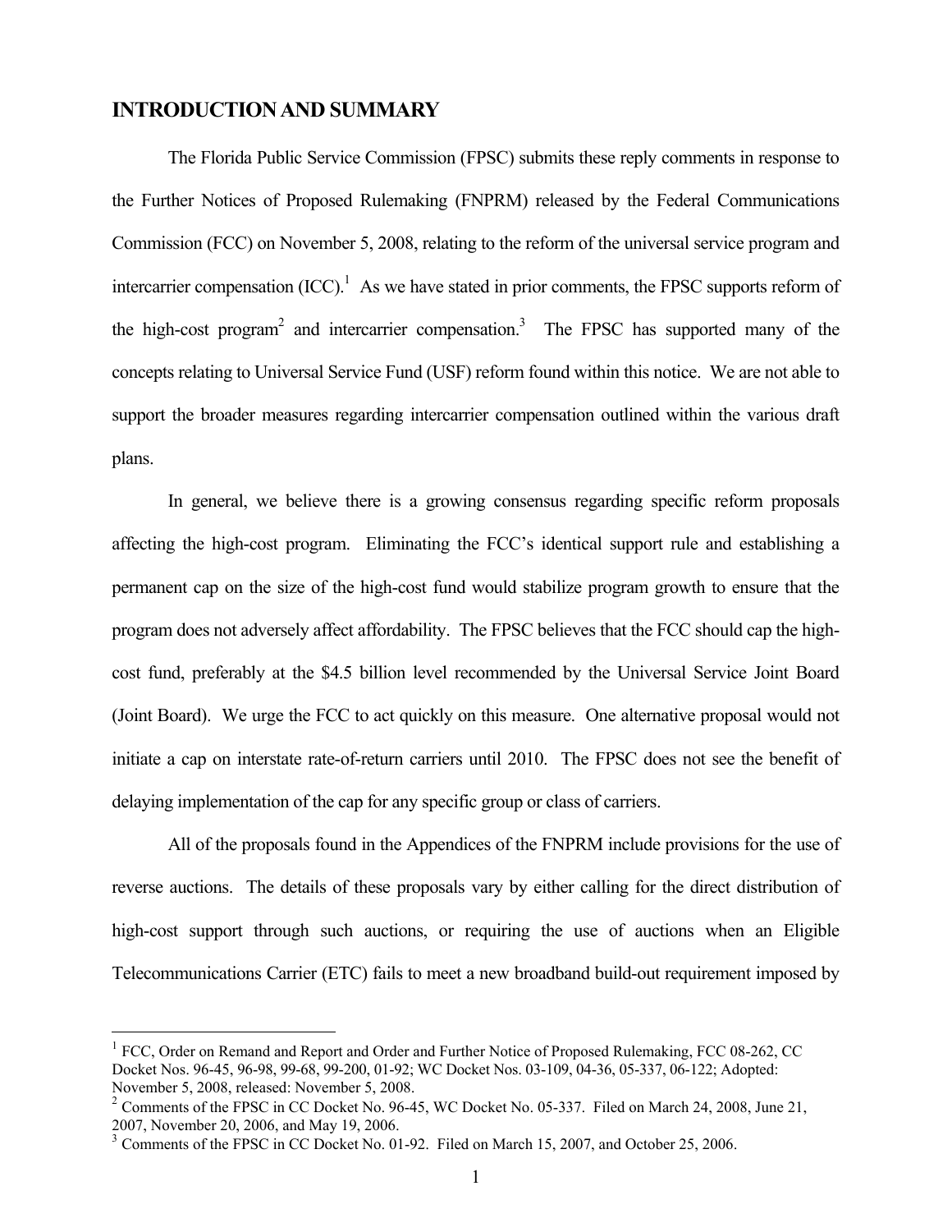## INTRODUCTION AND SUMMARY

The Florida Public Service Commission (FPSC) submits these reply comments in response to the Further Notices of Proposed Rulemaking (FNPRM) released by the Federal Communications Commission (FCC) on November 5, 2008, relating to the reform of the universal service program and intercarrier compensation (ICC).[1] As we have stated in prior comments, the FPSC supports reform of the high-cost program[2] and intercarrier compensation.[3] The FPSC has supported many of the concepts relating to Universal Service Fund (USF) reform found within this notice. We are not able to support the broader measures regarding intercarrier compensation outlined within the various draft plans.

In general, we believe there is a growing consensus regarding specific reform proposals affecting the high-cost program. Eliminating the FCC's identical support rule and establishing a permanent cap on the size of the high-cost fund would stabilize program growth to ensure that the program does not adversely affect affordability. The FPSC believes that the FCC should cap the high-cost fund, preferably at the $4.5 billion level recommended by the Universal Service Joint Board (Joint Board). We urge the FCC to act quickly on this measure. One alternative proposal would not initiate a cap on interstate rate-of-return carriers until 2010. The FPSC does not see the benefit of delaying implementation of the cap for any specific group or class of carriers.

All of the proposals found in the Appendices of the FNPRM include provisions for the use of reverse auctions. The details of these proposals vary by either calling for the direct distribution of high-cost support through such auctions, or requiring the use of auctions when an Eligible Telecommunications Carrier (ETC) fails to meet a new broadband build-out requirement imposed by

---

[1] FCC, Order on Remand and Report and Order and Further Notice of Proposed Rulemaking, FCC 08-262, CC Docket Nos. 96-45, 96-98, 99-68, 99-200, 01-92; WC Docket Nos. 03-109, 04-36, 05-337, 06-122; Adopted: November 5, 2008, released: November 5, 2008.

[2] Comments of the FPSC in CC Docket No. 96-45, WC Docket No. 05-337. Filed on March 24, 2008, June 21, 2007, November 20, 2006, and May 19, 2006.

[3] Comments of the FPSC in CC Docket No. 01-92. Filed on March 15, 2007, and October 25, 2006.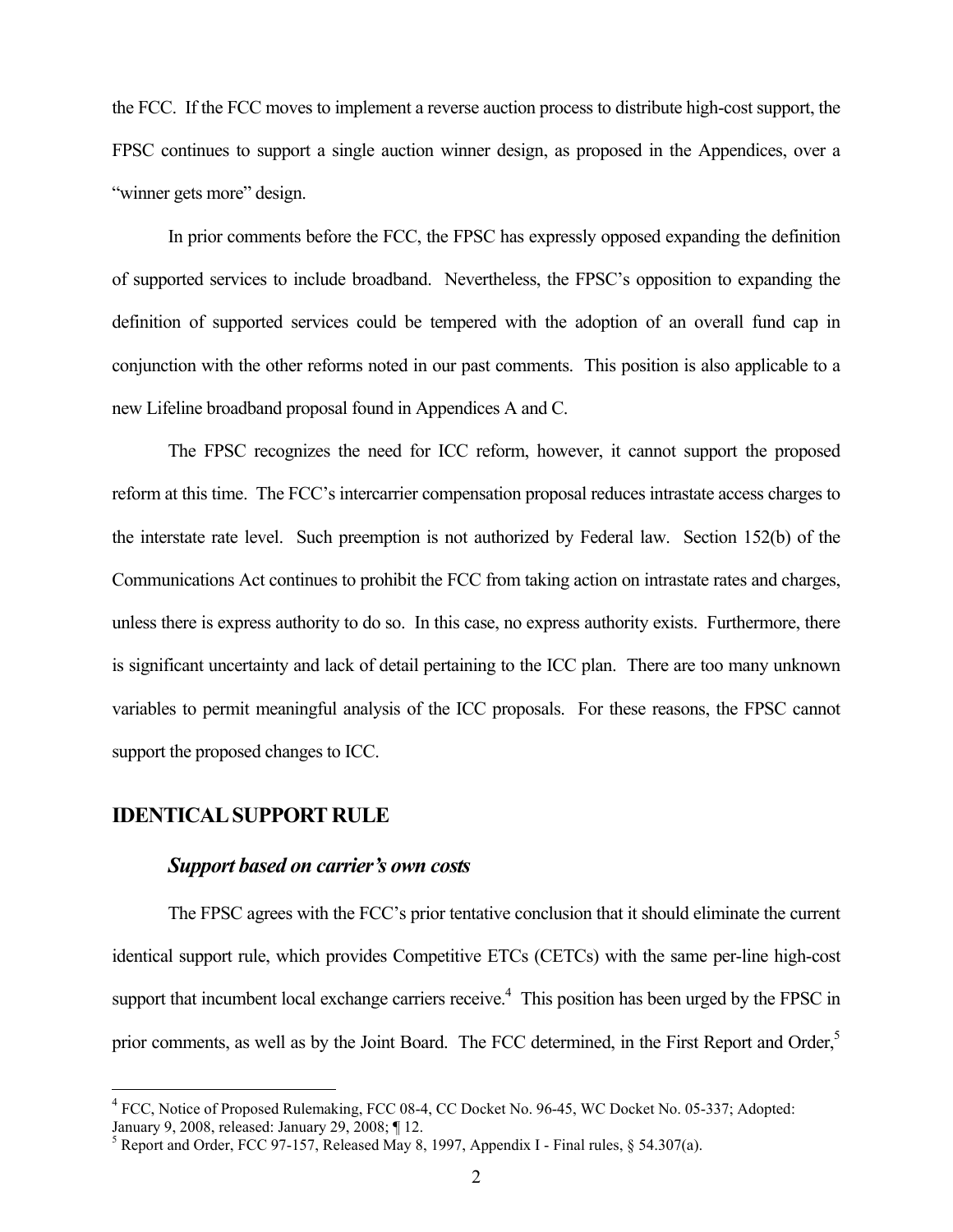the FCC. If the FCC moves to implement a reverse auction process to distribute high-cost support, the FPSC continues to support a single auction winner design, as proposed in the Appendices, over a "winner gets more" design.

In prior comments before the FCC, the FPSC has expressly opposed expanding the definition of supported services to include broadband. Nevertheless, the FPSC's opposition to expanding the definition of supported services could be tempered with the adoption of an overall fund cap in conjunction with the other reforms noted in our past comments. This position is also applicable to a new Lifeline broadband proposal found in Appendices A and C.

The FPSC recognizes the need for ICC reform, however, it cannot support the proposed reform at this time. The FCC's intercarrier compensation proposal reduces intrastate access charges to the interstate rate level. Such preemption is not authorized by Federal law. Section 152(b) of the Communications Act continues to prohibit the FCC from taking action on intrastate rates and charges, unless there is express authority to do so. In this case, no express authority exists. Furthermore, there is significant uncertainty and lack of detail pertaining to the ICC plan. There are too many unknown variables to permit meaningful analysis of the ICC proposals. For these reasons, the FPSC cannot support the proposed changes to ICC.

## IDENTICAL SUPPORT RULE

### *Support based on carrier's own costs*

The FPSC agrees with the FCC's prior tentative conclusion that it should eliminate the current identical support rule, which provides Competitive ETCs (CETCs) with the same per-line high-cost support that incumbent local exchange carriers receive.[4] This position has been urged by the FPSC in prior comments, as well as by the Joint Board. The FCC determined, in the First Report and Order,[5]

[4] FCC, Notice of Proposed Rulemaking, FCC 08-4, CC Docket No. 96-45, WC Docket No. 05-337; Adopted: January 9, 2008, released: January 29, 2008; ¶ 12.

[5] Report and Order, FCC 97-157, Released May 8, 1997, Appendix I - Final rules, § 54.307(a).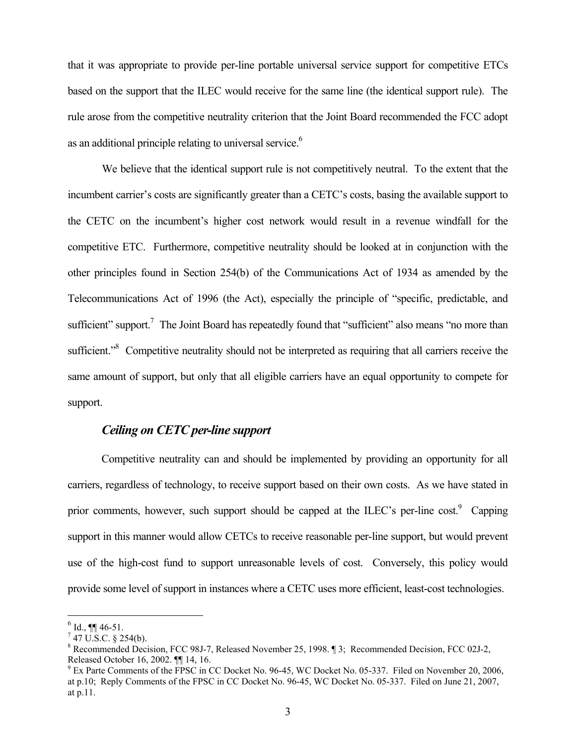that it was appropriate to provide per-line portable universal service support for competitive ETCs based on the support that the ILEC would receive for the same line (the identical support rule). The rule arose from the competitive neutrality criterion that the Joint Board recommended the FCC adopt as an additional principle relating to universal service.[6]

We believe that the identical support rule is not competitively neutral. To the extent that the incumbent carrier's costs are significantly greater than a CETC's costs, basing the available support to the CETC on the incumbent's higher cost network would result in a revenue windfall for the competitive ETC. Furthermore, competitive neutrality should be looked at in conjunction with the other principles found in Section 254(b) of the Communications Act of 1934 as amended by the Telecommunications Act of 1996 (the Act), especially the principle of "specific, predictable, and sufficient" support.[7] The Joint Board has repeatedly found that "sufficient" also means "no more than sufficient."[8] Competitive neutrality should not be interpreted as requiring that all carriers receive the same amount of support, but only that all eligible carriers have an equal opportunity to compete for support.

### *Ceiling on CETC per-line support*

Competitive neutrality can and should be implemented by providing an opportunity for all carriers, regardless of technology, to receive support based on their own costs. As we have stated in prior comments, however, such support should be capped at the ILEC's per-line cost.[9] Capping support in this manner would allow CETCs to receive reasonable per-line support, but would prevent use of the high-cost fund to support unreasonable levels of cost. Conversely, this policy would provide some level of support in instances where a CETC uses more efficient, least-cost technologies.

---

[6] Id., ¶¶ 46-51.

[7] 47 U.S.C. § 254(b).

[8] Recommended Decision, FCC 98J-7, Released November 25, 1998. ¶ 3; Recommended Decision, FCC 02J-2, Released October 16, 2002. ¶¶ 14, 16.

[9] Ex Parte Comments of the FPSC in CC Docket No. 96-45, WC Docket No. 05-337. Filed on November 20, 2006, at p.10; Reply Comments of the FPSC in CC Docket No. 96-45, WC Docket No. 05-337. Filed on June 21, 2007, at p.11.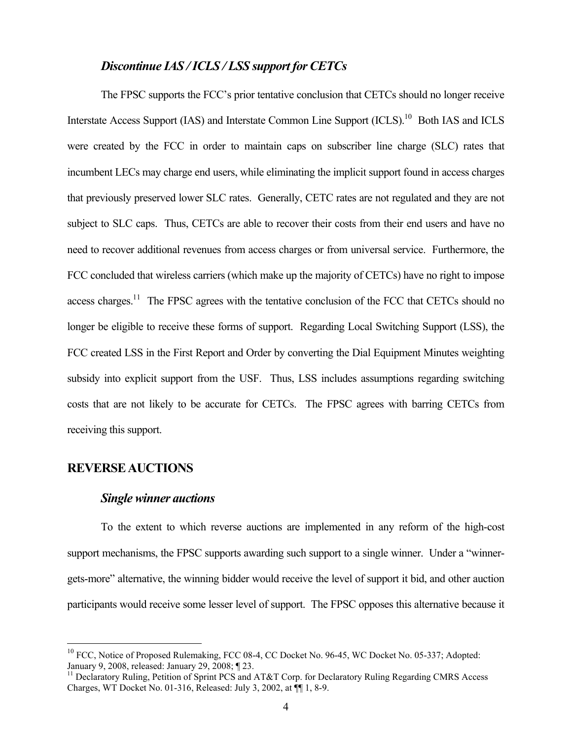### *Discontinue IAS / ICLS / LSS support for CETCs*

The FPSC supports the FCC's prior tentative conclusion that CETCs should no longer receive Interstate Access Support (IAS) and Interstate Common Line Support (ICLS).[10] Both IAS and ICLS were created by the FCC in order to maintain caps on subscriber line charge (SLC) rates that incumbent LECs may charge end users, while eliminating the implicit support found in access charges that previously preserved lower SLC rates. Generally, CETC rates are not regulated and they are not subject to SLC caps. Thus, CETCs are able to recover their costs from their end users and have no need to recover additional revenues from access charges or from universal service. Furthermore, the FCC concluded that wireless carriers (which make up the majority of CETCs) have no right to impose access charges.[11] The FPSC agrees with the tentative conclusion of the FCC that CETCs should no longer be eligible to receive these forms of support. Regarding Local Switching Support (LSS), the FCC created LSS in the First Report and Order by converting the Dial Equipment Minutes weighting subsidy into explicit support from the USF. Thus, LSS includes assumptions regarding switching costs that are not likely to be accurate for CETCs. The FPSC agrees with barring CETCs from receiving this support.

## REVERSE AUCTIONS

### *Single winner auctions*

To the extent to which reverse auctions are implemented in any reform of the high-cost support mechanisms, the FPSC supports awarding such support to a single winner. Under a "winner-gets-more" alternative, the winning bidder would receive the level of support it bid, and other auction participants would receive some lesser level of support. The FPSC opposes this alternative because it

---

[10] FCC, Notice of Proposed Rulemaking, FCC 08-4, CC Docket No. 96-45, WC Docket No. 05-337; Adopted: January 9, 2008, released: January 29, 2008; ¶ 23.

[11] Declaratory Ruling, Petition of Sprint PCS and AT&T Corp. for Declaratory Ruling Regarding CMRS Access Charges, WT Docket No. 01-316, Released: July 3, 2002, at ¶¶ 1, 8-9.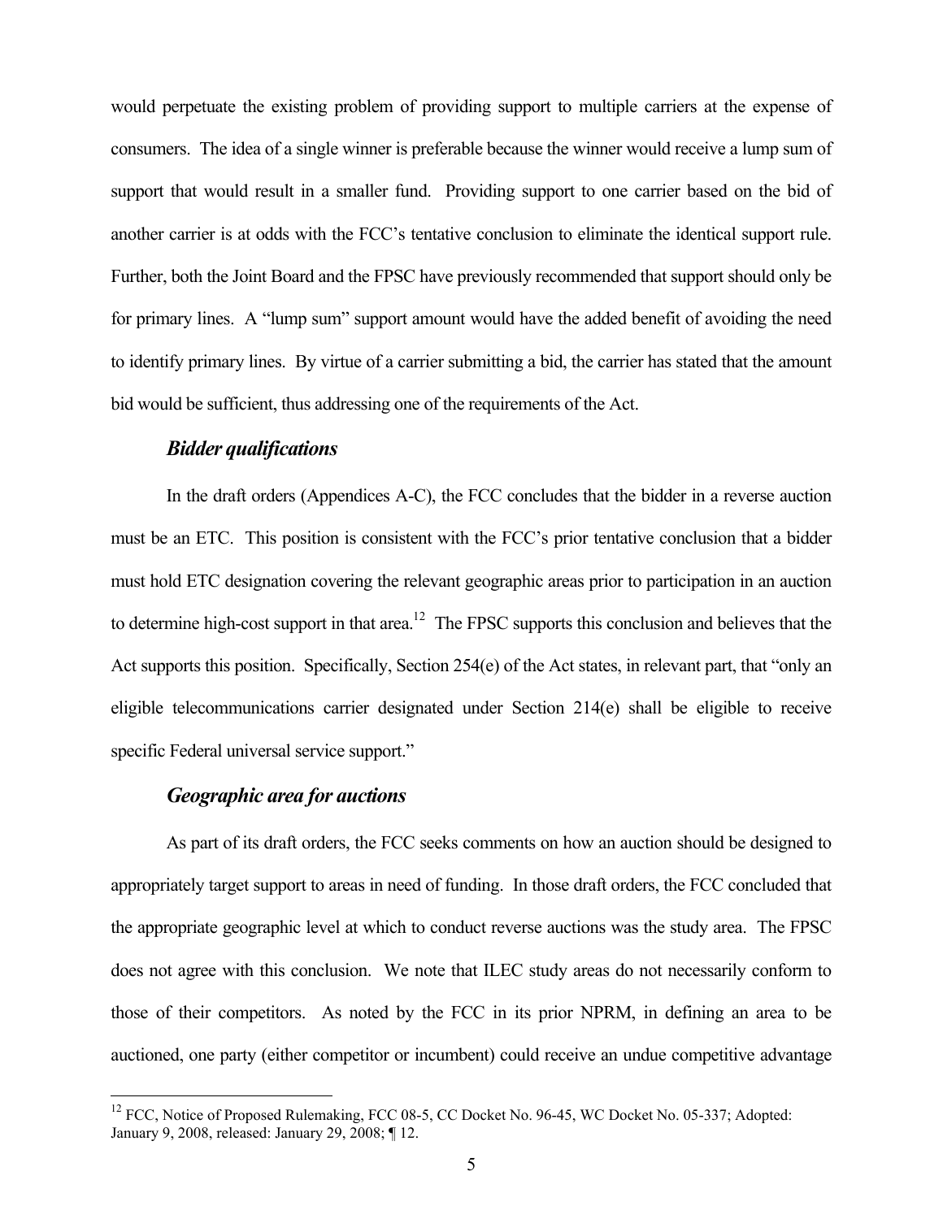would perpetuate the existing problem of providing support to multiple carriers at the expense of consumers. The idea of a single winner is preferable because the winner would receive a lump sum of support that would result in a smaller fund. Providing support to one carrier based on the bid of another carrier is at odds with the FCC's tentative conclusion to eliminate the identical support rule. Further, both the Joint Board and the FPSC have previously recommended that support should only be for primary lines. A "lump sum" support amount would have the added benefit of avoiding the need to identify primary lines. By virtue of a carrier submitting a bid, the carrier has stated that the amount bid would be sufficient, thus addressing one of the requirements of the Act.

### *Bidder qualifications*

In the draft orders (Appendices A-C), the FCC concludes that the bidder in a reverse auction must be an ETC. This position is consistent with the FCC's prior tentative conclusion that a bidder must hold ETC designation covering the relevant geographic areas prior to participation in an auction to determine high-cost support in that area.[12] The FPSC supports this conclusion and believes that the Act supports this position. Specifically, Section 254(e) of the Act states, in relevant part, that "only an eligible telecommunications carrier designated under Section 214(e) shall be eligible to receive specific Federal universal service support."

### *Geographic area for auctions*

As part of its draft orders, the FCC seeks comments on how an auction should be designed to appropriately target support to areas in need of funding. In those draft orders, the FCC concluded that the appropriate geographic level at which to conduct reverse auctions was the study area. The FPSC does not agree with this conclusion. We note that ILEC study areas do not necessarily conform to those of their competitors. As noted by the FCC in its prior NPRM, in defining an area to be auctioned, one party (either competitor or incumbent) could receive an undue competitive advantage

---

[12] FCC, Notice of Proposed Rulemaking, FCC 08-5, CC Docket No. 96-45, WC Docket No. 05-337; Adopted: January 9, 2008, released: January 29, 2008; ¶ 12.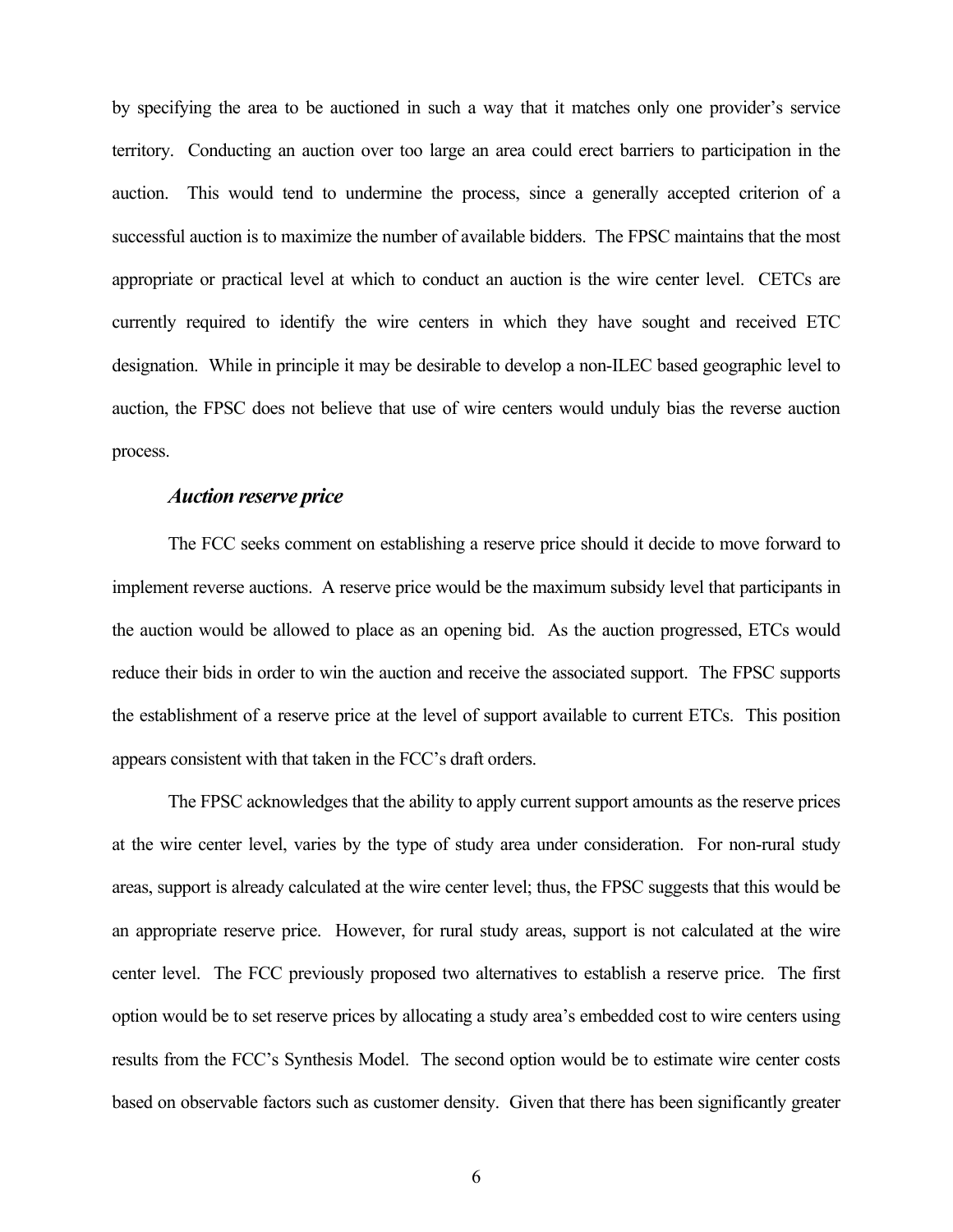by specifying the area to be auctioned in such a way that it matches only one provider's service territory. Conducting an auction over too large an area could erect barriers to participation in the auction. This would tend to undermine the process, since a generally accepted criterion of a successful auction is to maximize the number of available bidders. The FPSC maintains that the most appropriate or practical level at which to conduct an auction is the wire center level. CETCs are currently required to identify the wire centers in which they have sought and received ETC designation. While in principle it may be desirable to develop a non-ILEC based geographic level to auction, the FPSC does not believe that use of wire centers would unduly bias the reverse auction process.

### *Auction reserve price*

The FCC seeks comment on establishing a reserve price should it decide to move forward to implement reverse auctions. A reserve price would be the maximum subsidy level that participants in the auction would be allowed to place as an opening bid. As the auction progressed, ETCs would reduce their bids in order to win the auction and receive the associated support. The FPSC supports the establishment of a reserve price at the level of support available to current ETCs. This position appears consistent with that taken in the FCC's draft orders.

The FPSC acknowledges that the ability to apply current support amounts as the reserve prices at the wire center level, varies by the type of study area under consideration. For non-rural study areas, support is already calculated at the wire center level; thus, the FPSC suggests that this would be an appropriate reserve price. However, for rural study areas, support is not calculated at the wire center level. The FCC previously proposed two alternatives to establish a reserve price. The first option would be to set reserve prices by allocating a study area's embedded cost to wire centers using results from the FCC's Synthesis Model. The second option would be to estimate wire center costs based on observable factors such as customer density. Given that there has been significantly greater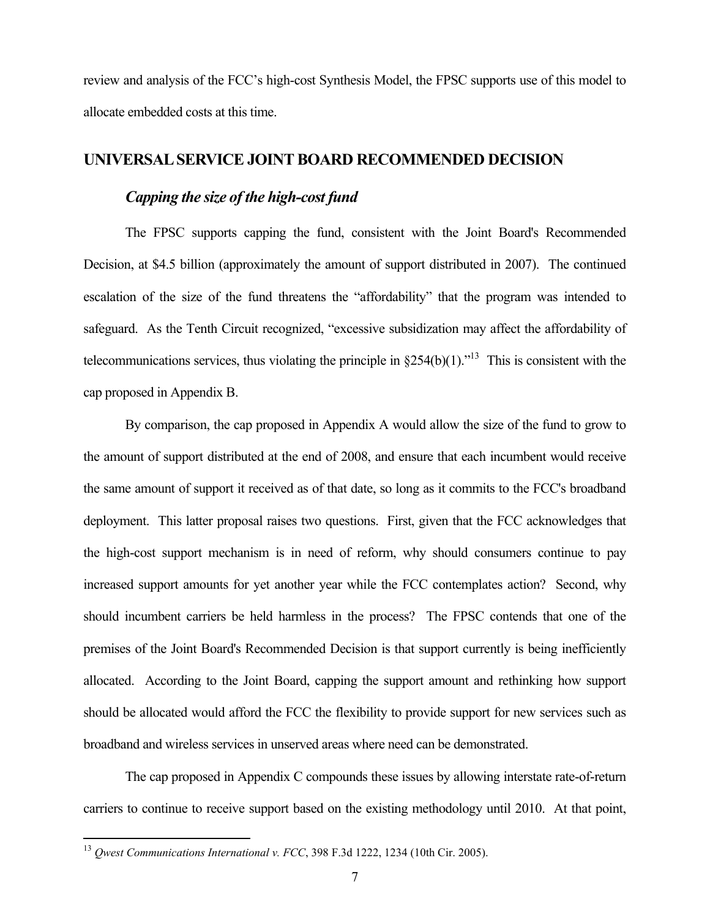review and analysis of the FCC's high-cost Synthesis Model, the FPSC supports use of this model to allocate embedded costs at this time.

## UNIVERSAL SERVICE JOINT BOARD RECOMMENDED DECISION

### *Capping the size of the high-cost fund*

The FPSC supports capping the fund, consistent with the Joint Board's Recommended Decision, at $4.5 billion (approximately the amount of support distributed in 2007). The continued escalation of the size of the fund threatens the "affordability" that the program was intended to safeguard. As the Tenth Circuit recognized, "excessive subsidization may affect the affordability of telecommunications services, thus violating the principle in §254(b)(1)."[13] This is consistent with the cap proposed in Appendix B.

By comparison, the cap proposed in Appendix A would allow the size of the fund to grow to the amount of support distributed at the end of 2008, and ensure that each incumbent would receive the same amount of support it received as of that date, so long as it commits to the FCC's broadband deployment. This latter proposal raises two questions. First, given that the FCC acknowledges that the high-cost support mechanism is in need of reform, why should consumers continue to pay increased support amounts for yet another year while the FCC contemplates action? Second, why should incumbent carriers be held harmless in the process? The FPSC contends that one of the premises of the Joint Board's Recommended Decision is that support currently is being inefficiently allocated. According to the Joint Board, capping the support amount and rethinking how support should be allocated would afford the FCC the flexibility to provide support for new services such as broadband and wireless services in unserved areas where need can be demonstrated.

The cap proposed in Appendix C compounds these issues by allowing interstate rate-of-return carriers to continue to receive support based on the existing methodology until 2010. At that point,

[13] *Qwest Communications International v. FCC*, 398 F.3d 1222, 1234 (10th Cir. 2005).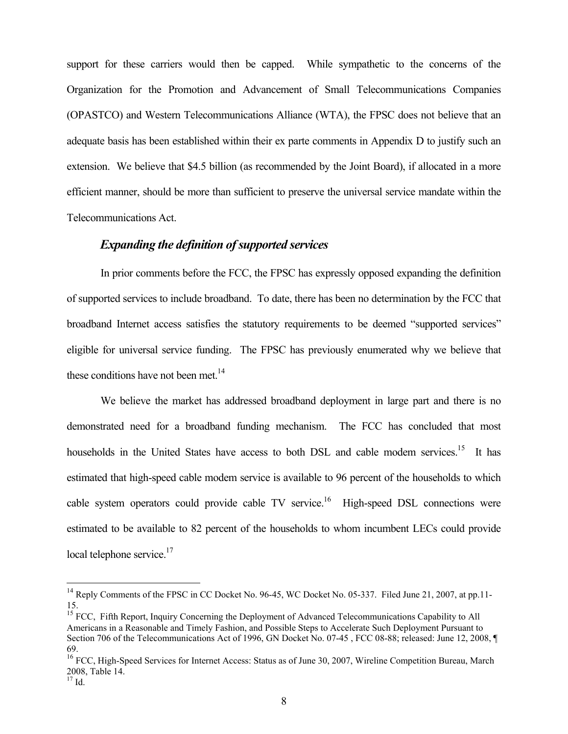support for these carriers would then be capped. While sympathetic to the concerns of the Organization for the Promotion and Advancement of Small Telecommunications Companies (OPASTCO) and Western Telecommunications Alliance (WTA), the FPSC does not believe that an adequate basis has been established within their ex parte comments in Appendix D to justify such an extension. We believe that \$4.5 billion (as recommended by the Joint Board), if allocated in a more efficient manner, should be more than sufficient to preserve the universal service mandate within the Telecommunications Act.

### *Expanding the definition of supported services*

In prior comments before the FCC, the FPSC has expressly opposed expanding the definition of supported services to include broadband. To date, there has been no determination by the FCC that broadband Internet access satisfies the statutory requirements to be deemed "supported services" eligible for universal service funding. The FPSC has previously enumerated why we believe that these conditions have not been met.[14]

We believe the market has addressed broadband deployment in large part and there is no demonstrated need for a broadband funding mechanism. The FCC has concluded that most households in the United States have access to both DSL and cable modem services.[15] It has estimated that high-speed cable modem service is available to 96 percent of the households to which cable system operators could provide cable TV service.[16] High-speed DSL connections were estimated to be available to 82 percent of the households to whom incumbent LECs could provide local telephone service.[17]

---

[14] Reply Comments of the FPSC in CC Docket No. 96-45, WC Docket No. 05-337. Filed June 21, 2007, at pp.11-15.

[15] FCC, Fifth Report, Inquiry Concerning the Deployment of Advanced Telecommunications Capability to All Americans in a Reasonable and Timely Fashion, and Possible Steps to Accelerate Such Deployment Pursuant to Section 706 of the Telecommunications Act of 1996, GN Docket No. 07-45 , FCC 08-88; released: June 12, 2008, ¶ 69.

[16] FCC, High-Speed Services for Internet Access: Status as of June 30, 2007, Wireline Competition Bureau, March 2008, Table 14.

[17] Id.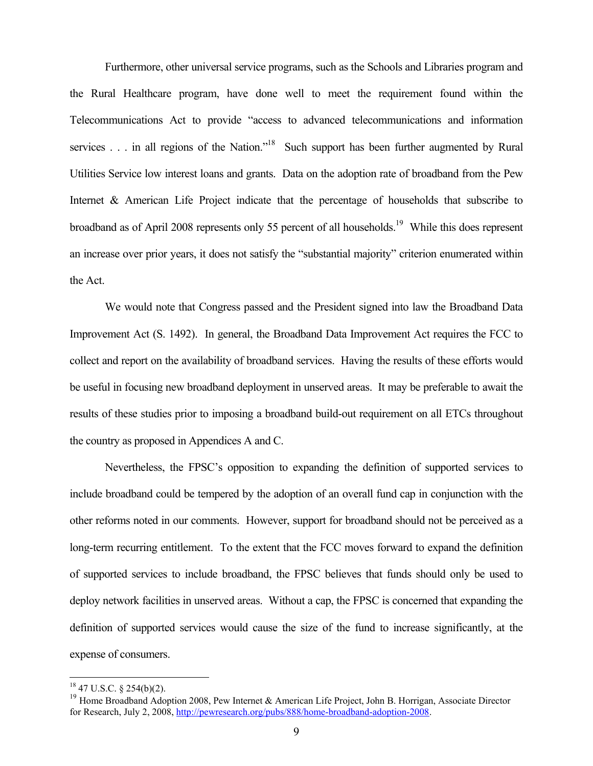Furthermore, other universal service programs, such as the Schools and Libraries program and the Rural Healthcare program, have done well to meet the requirement found within the Telecommunications Act to provide "access to advanced telecommunications and information services . . . in all regions of the Nation."[18] Such support has been further augmented by Rural Utilities Service low interest loans and grants. Data on the adoption rate of broadband from the Pew Internet & American Life Project indicate that the percentage of households that subscribe to broadband as of April 2008 represents only 55 percent of all households.[19] While this does represent an increase over prior years, it does not satisfy the "substantial majority" criterion enumerated within the Act.

We would note that Congress passed and the President signed into law the Broadband Data Improvement Act (S. 1492). In general, the Broadband Data Improvement Act requires the FCC to collect and report on the availability of broadband services. Having the results of these efforts would be useful in focusing new broadband deployment in unserved areas. It may be preferable to await the results of these studies prior to imposing a broadband build-out requirement on all ETCs throughout the country as proposed in Appendices A and C.

Nevertheless, the FPSC's opposition to expanding the definition of supported services to include broadband could be tempered by the adoption of an overall fund cap in conjunction with the other reforms noted in our comments. However, support for broadband should not be perceived as a long-term recurring entitlement. To the extent that the FCC moves forward to expand the definition of supported services to include broadband, the FPSC believes that funds should only be used to deploy network facilities in unserved areas. Without a cap, the FPSC is concerned that expanding the definition of supported services would cause the size of the fund to increase significantly, at the expense of consumers.

---

[18] 47 U.S.C. § 254(b)(2).

[19] Home Broadband Adoption 2008, Pew Internet & American Life Project, John B. Horrigan, Associate Director for Research, July 2, 2008, http://pewresearch.org/pubs/888/home-broadband-adoption-2008.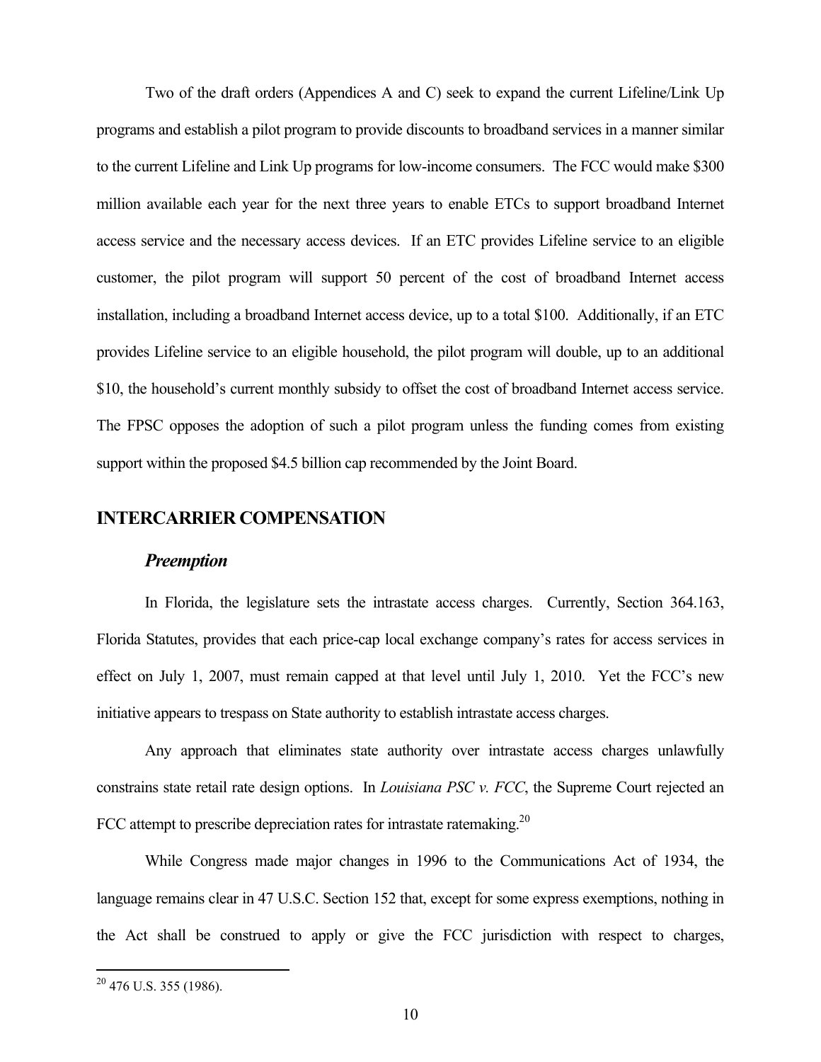Two of the draft orders (Appendices A and C) seek to expand the current Lifeline/Link Up programs and establish a pilot program to provide discounts to broadband services in a manner similar to the current Lifeline and Link Up programs for low-income consumers. The FCC would make $300 million available each year for the next three years to enable ETCs to support broadband Internet access service and the necessary access devices. If an ETC provides Lifeline service to an eligible customer, the pilot program will support 50 percent of the cost of broadband Internet access installation, including a broadband Internet access device, up to a total $100. Additionally, if an ETC provides Lifeline service to an eligible household, the pilot program will double, up to an additional $10, the household's current monthly subsidy to offset the cost of broadband Internet access service. The FPSC opposes the adoption of such a pilot program unless the funding comes from existing support within the proposed $4.5 billion cap recommended by the Joint Board.

## INTERCARRIER COMPENSATION

### *Preemption*

In Florida, the legislature sets the intrastate access charges. Currently, Section 364.163, Florida Statutes, provides that each price-cap local exchange company's rates for access services in effect on July 1, 2007, must remain capped at that level until July 1, 2010. Yet the FCC's new initiative appears to trespass on State authority to establish intrastate access charges.

Any approach that eliminates state authority over intrastate access charges unlawfully constrains state retail rate design options. In *Louisiana PSC v. FCC*, the Supreme Court rejected an FCC attempt to prescribe depreciation rates for intrastate ratemaking.[20]

While Congress made major changes in 1996 to the Communications Act of 1934, the language remains clear in 47 U.S.C. Section 152 that, except for some express exemptions, nothing in the Act shall be construed to apply or give the FCC jurisdiction with respect to charges,

[20] 476 U.S. 355 (1986).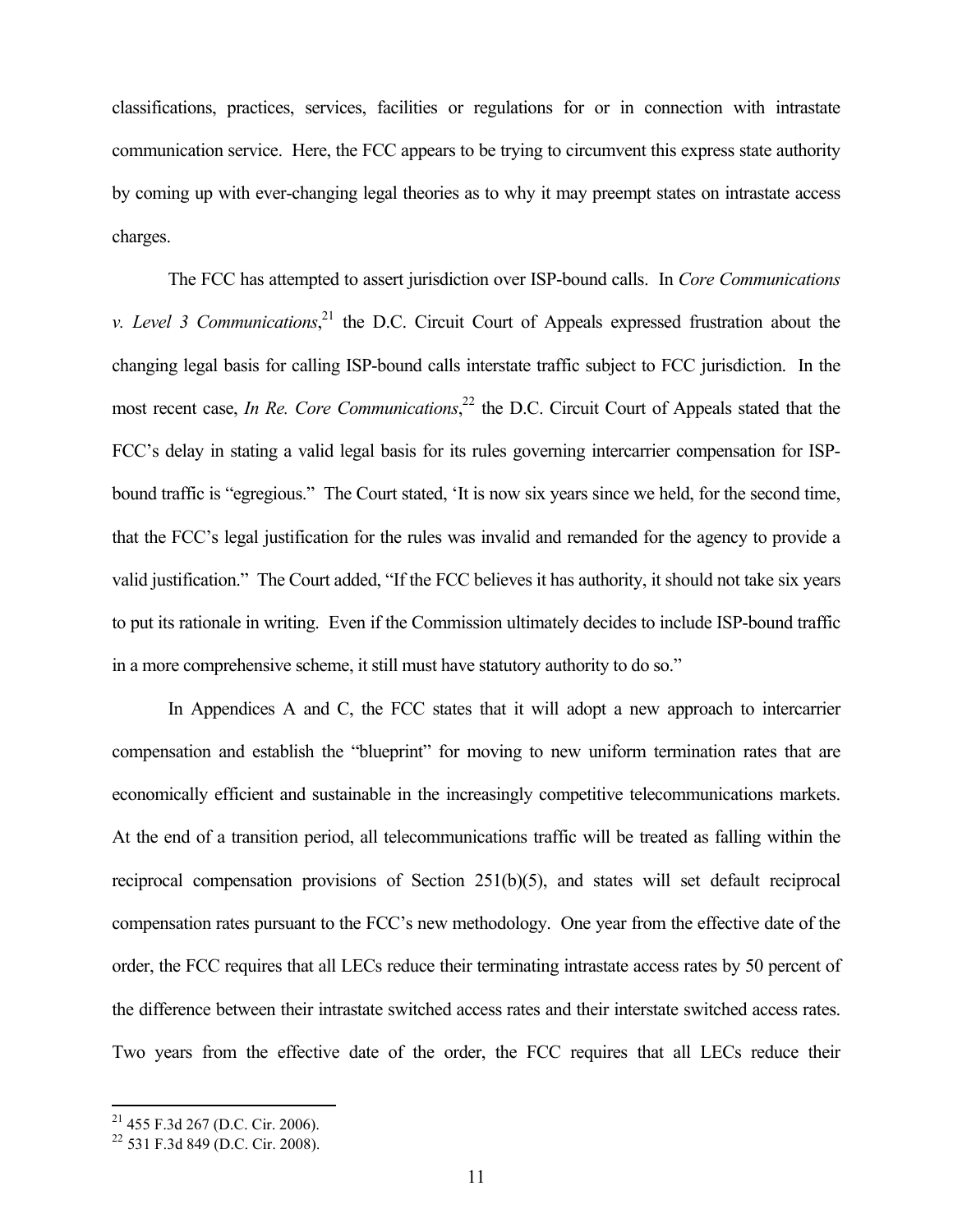classifications, practices, services, facilities or regulations for or in connection with intrastate communication service. Here, the FCC appears to be trying to circumvent this express state authority by coming up with ever-changing legal theories as to why it may preempt states on intrastate access charges.

The FCC has attempted to assert jurisdiction over ISP-bound calls. In *Core Communications v. Level 3 Communications*,[21] the D.C. Circuit Court of Appeals expressed frustration about the changing legal basis for calling ISP-bound calls interstate traffic subject to FCC jurisdiction. In the most recent case, *In Re. Core Communications*,[22] the D.C. Circuit Court of Appeals stated that the FCC's delay in stating a valid legal basis for its rules governing intercarrier compensation for ISP-bound traffic is "egregious." The Court stated, 'It is now six years since we held, for the second time, that the FCC's legal justification for the rules was invalid and remanded for the agency to provide a valid justification." The Court added, "If the FCC believes it has authority, it should not take six years to put its rationale in writing. Even if the Commission ultimately decides to include ISP-bound traffic in a more comprehensive scheme, it still must have statutory authority to do so."

In Appendices A and C, the FCC states that it will adopt a new approach to intercarrier compensation and establish the "blueprint" for moving to new uniform termination rates that are economically efficient and sustainable in the increasingly competitive telecommunications markets. At the end of a transition period, all telecommunications traffic will be treated as falling within the reciprocal compensation provisions of Section 251(b)(5), and states will set default reciprocal compensation rates pursuant to the FCC's new methodology. One year from the effective date of the order, the FCC requires that all LECs reduce their terminating intrastate access rates by 50 percent of the difference between their intrastate switched access rates and their interstate switched access rates. Two years from the effective date of the order, the FCC requires that all LECs reduce their

---

[21] 455 F.3d 267 (D.C. Cir. 2006).

[22] 531 F.3d 849 (D.C. Cir. 2008).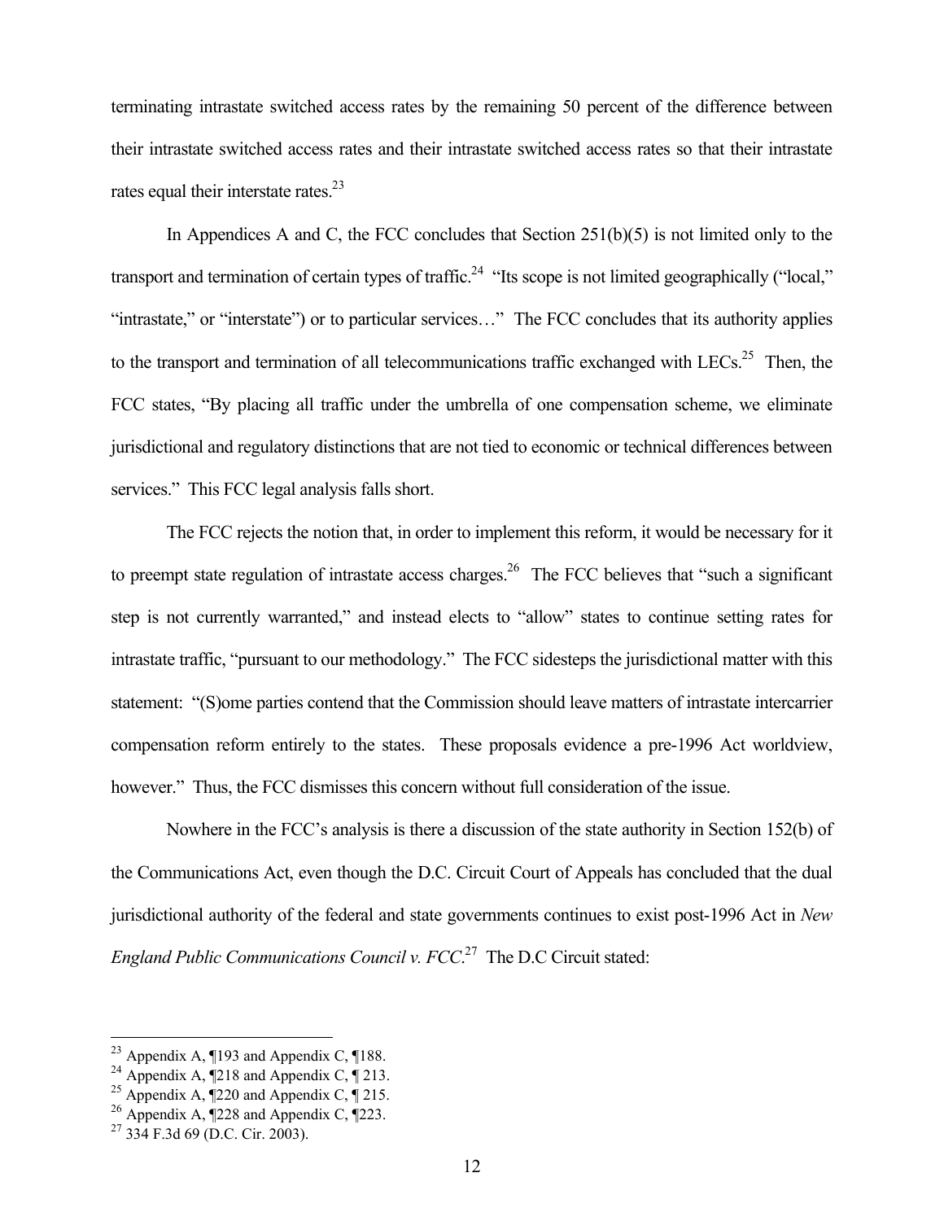terminating intrastate switched access rates by the remaining 50 percent of the difference between their intrastate switched access rates and their intrastate switched access rates so that their intrastate rates equal their interstate rates.[23]

In Appendices A and C, the FCC concludes that Section 251(b)(5) is not limited only to the transport and termination of certain types of traffic.[24] "Its scope is not limited geographically ("local," "intrastate," or "interstate") or to particular services…" The FCC concludes that its authority applies to the transport and termination of all telecommunications traffic exchanged with LECs.[25] Then, the FCC states, "By placing all traffic under the umbrella of one compensation scheme, we eliminate jurisdictional and regulatory distinctions that are not tied to economic or technical differences between services." This FCC legal analysis falls short.

The FCC rejects the notion that, in order to implement this reform, it would be necessary for it to preempt state regulation of intrastate access charges.[26] The FCC believes that "such a significant step is not currently warranted," and instead elects to "allow" states to continue setting rates for intrastate traffic, "pursuant to our methodology." The FCC sidesteps the jurisdictional matter with this statement: "(S)ome parties contend that the Commission should leave matters of intrastate intercarrier compensation reform entirely to the states. These proposals evidence a pre-1996 Act worldview, however." Thus, the FCC dismisses this concern without full consideration of the issue.

Nowhere in the FCC's analysis is there a discussion of the state authority in Section 152(b) of the Communications Act, even though the D.C. Circuit Court of Appeals has concluded that the dual jurisdictional authority of the federal and state governments continues to exist post-1996 Act in *New England Public Communications Council v. FCC*.[27] The D.C Circuit stated:

---

[23] Appendix A, ¶193 and Appendix C, ¶188.
[24] Appendix A, ¶218 and Appendix C, ¶ 213.
[25] Appendix A, ¶220 and Appendix C, ¶ 215.
[26] Appendix A, ¶228 and Appendix C, ¶223.
[27] 334 F.3d 69 (D.C. Cir. 2003).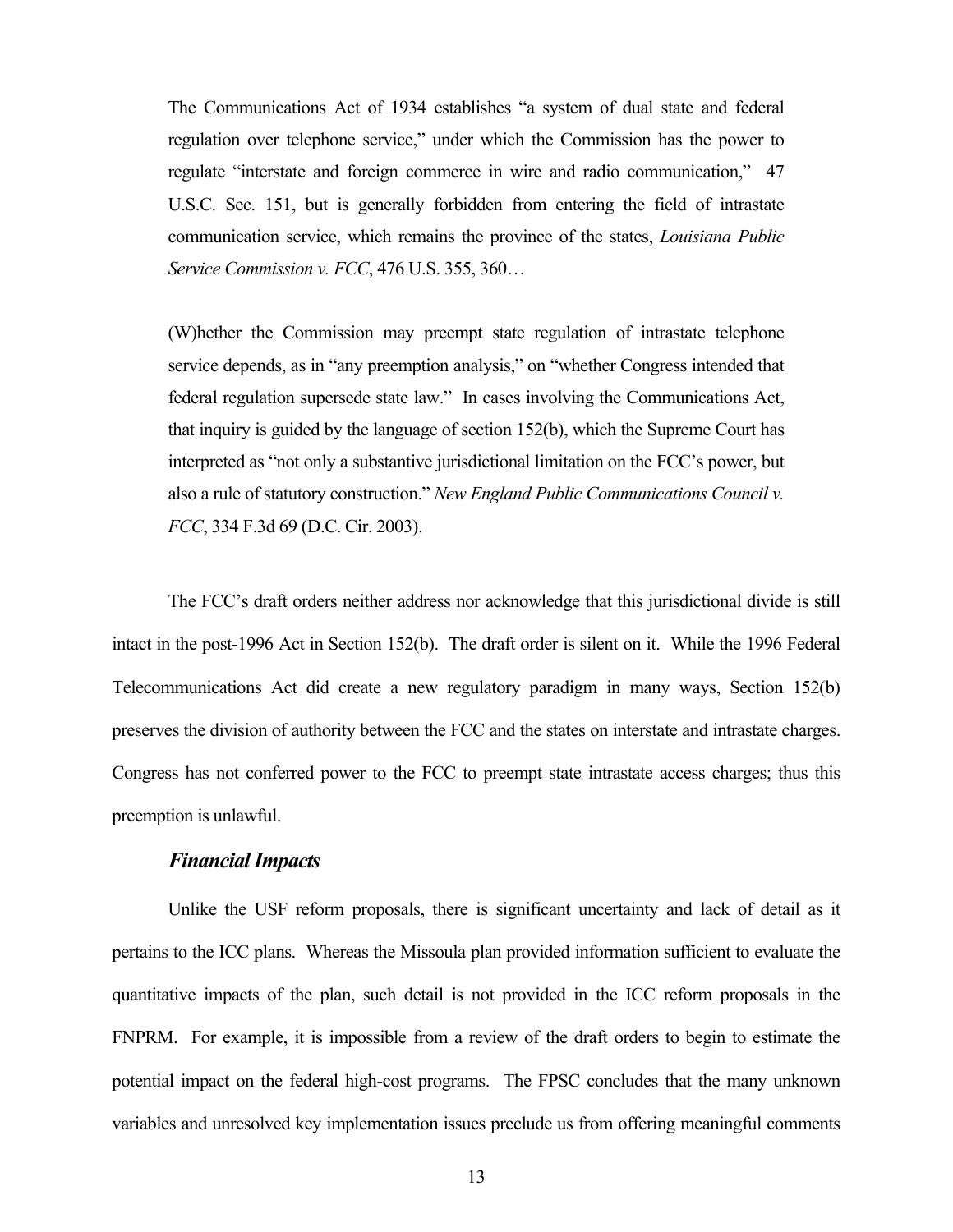> The Communications Act of 1934 establishes "a system of dual state and federal regulation over telephone service," under which the Commission has the power to regulate "interstate and foreign commerce in wire and radio communication," 47 U.S.C. Sec. 151, but is generally forbidden from entering the field of intrastate communication service, which remains the province of the states, *Louisiana Public Service Commission v. FCC*, 476 U.S. 355, 360…
>
> (W)hether the Commission may preempt state regulation of intrastate telephone service depends, as in "any preemption analysis," on "whether Congress intended that federal regulation supersede state law." In cases involving the Communications Act, that inquiry is guided by the language of section 152(b), which the Supreme Court has interpreted as "not only a substantive jurisdictional limitation on the FCC's power, but also a rule of statutory construction." *New England Public Communications Council v. FCC*, 334 F.3d 69 (D.C. Cir. 2003).

The FCC's draft orders neither address nor acknowledge that this jurisdictional divide is still intact in the post-1996 Act in Section 152(b). The draft order is silent on it. While the 1996 Federal Telecommunications Act did create a new regulatory paradigm in many ways, Section 152(b) preserves the division of authority between the FCC and the states on interstate and intrastate charges. Congress has not conferred power to the FCC to preempt state intrastate access charges; thus this preemption is unlawful.

### *Financial Impacts*

Unlike the USF reform proposals, there is significant uncertainty and lack of detail as it pertains to the ICC plans. Whereas the Missoula plan provided information sufficient to evaluate the quantitative impacts of the plan, such detail is not provided in the ICC reform proposals in the FNPRM. For example, it is impossible from a review of the draft orders to begin to estimate the potential impact on the federal high-cost programs. The FPSC concludes that the many unknown variables and unresolved key implementation issues preclude us from offering meaningful comments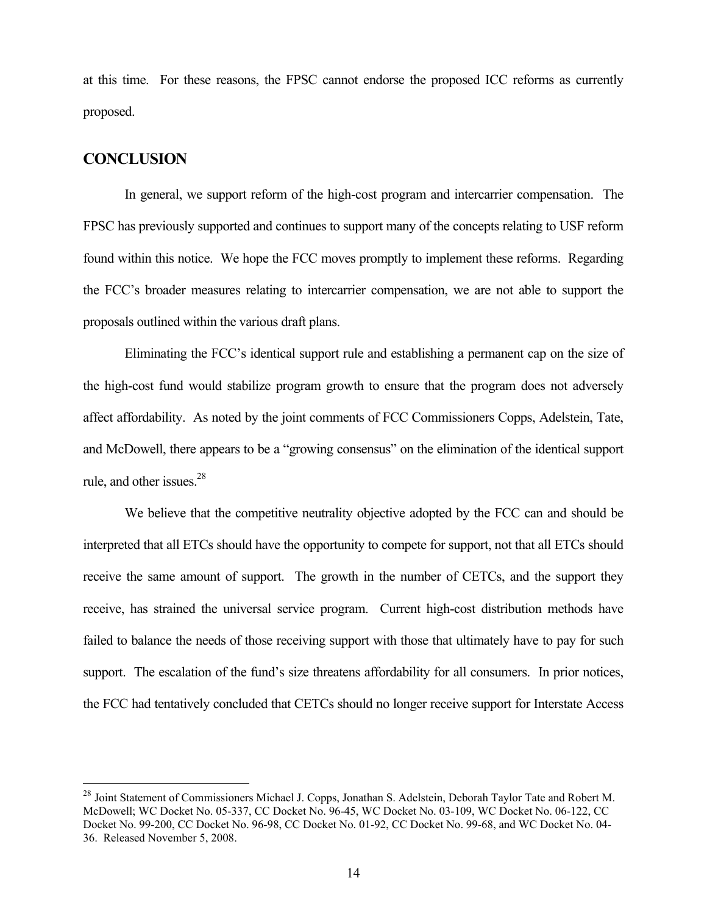at this time. For these reasons, the FPSC cannot endorse the proposed ICC reforms as currently proposed.

## CONCLUSION

In general, we support reform of the high-cost program and intercarrier compensation. The FPSC has previously supported and continues to support many of the concepts relating to USF reform found within this notice. We hope the FCC moves promptly to implement these reforms. Regarding the FCC's broader measures relating to intercarrier compensation, we are not able to support the proposals outlined within the various draft plans.

Eliminating the FCC's identical support rule and establishing a permanent cap on the size of the high-cost fund would stabilize program growth to ensure that the program does not adversely affect affordability. As noted by the joint comments of FCC Commissioners Copps, Adelstein, Tate, and McDowell, there appears to be a "growing consensus" on the elimination of the identical support rule, and other issues.[28]

We believe that the competitive neutrality objective adopted by the FCC can and should be interpreted that all ETCs should have the opportunity to compete for support, not that all ETCs should receive the same amount of support. The growth in the number of CETCs, and the support they receive, has strained the universal service program. Current high-cost distribution methods have failed to balance the needs of those receiving support with those that ultimately have to pay for such support. The escalation of the fund's size threatens affordability for all consumers. In prior notices, the FCC had tentatively concluded that CETCs should no longer receive support for Interstate Access

---

[28] Joint Statement of Commissioners Michael J. Copps, Jonathan S. Adelstein, Deborah Taylor Tate and Robert M. McDowell; WC Docket No. 05-337, CC Docket No. 96-45, WC Docket No. 03-109, WC Docket No. 06-122, CC Docket No. 99-200, CC Docket No. 96-98, CC Docket No. 01-92, CC Docket No. 99-68, and WC Docket No. 04-36. Released November 5, 2008.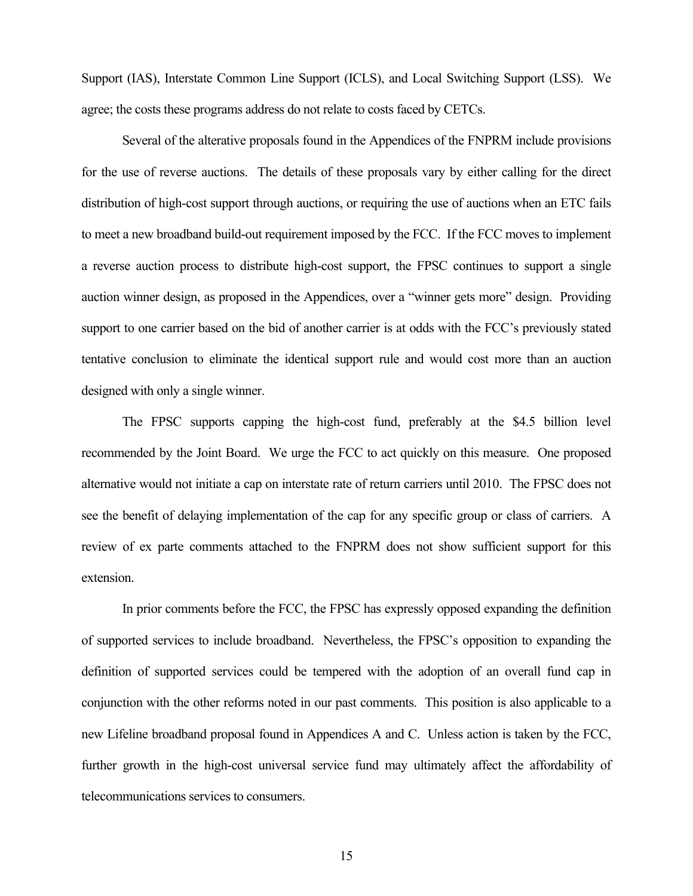Support (IAS), Interstate Common Line Support (ICLS), and Local Switching Support (LSS). We agree; the costs these programs address do not relate to costs faced by CETCs.

Several of the alterative proposals found in the Appendices of the FNPRM include provisions for the use of reverse auctions. The details of these proposals vary by either calling for the direct distribution of high-cost support through auctions, or requiring the use of auctions when an ETC fails to meet a new broadband build-out requirement imposed by the FCC. If the FCC moves to implement a reverse auction process to distribute high-cost support, the FPSC continues to support a single auction winner design, as proposed in the Appendices, over a "winner gets more" design. Providing support to one carrier based on the bid of another carrier is at odds with the FCC's previously stated tentative conclusion to eliminate the identical support rule and would cost more than an auction designed with only a single winner.

The FPSC supports capping the high-cost fund, preferably at the $4.5 billion level recommended by the Joint Board. We urge the FCC to act quickly on this measure. One proposed alternative would not initiate a cap on interstate rate of return carriers until 2010. The FPSC does not see the benefit of delaying implementation of the cap for any specific group or class of carriers. A review of ex parte comments attached to the FNPRM does not show sufficient support for this extension.

In prior comments before the FCC, the FPSC has expressly opposed expanding the definition of supported services to include broadband. Nevertheless, the FPSC's opposition to expanding the definition of supported services could be tempered with the adoption of an overall fund cap in conjunction with the other reforms noted in our past comments. This position is also applicable to a new Lifeline broadband proposal found in Appendices A and C. Unless action is taken by the FCC, further growth in the high-cost universal service fund may ultimately affect the affordability of telecommunications services to consumers.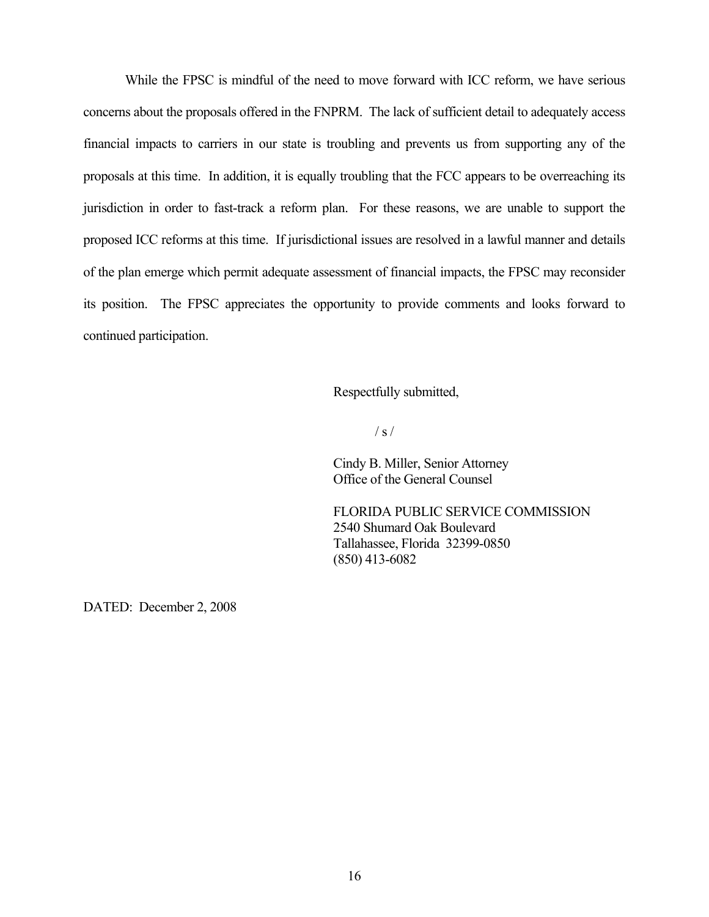While the FPSC is mindful of the need to move forward with ICC reform, we have serious concerns about the proposals offered in the FNPRM. The lack of sufficient detail to adequately access financial impacts to carriers in our state is troubling and prevents us from supporting any of the proposals at this time. In addition, it is equally troubling that the FCC appears to be overreaching its jurisdiction in order to fast-track a reform plan. For these reasons, we are unable to support the proposed ICC reforms at this time. If jurisdictional issues are resolved in a lawful manner and details of the plan emerge which permit adequate assessment of financial impacts, the FPSC may reconsider its position. The FPSC appreciates the opportunity to provide comments and looks forward to continued participation.

Respectfully submitted,

/ s /

Cindy B. Miller, Senior Attorney
Office of the General Counsel

FLORIDA PUBLIC SERVICE COMMISSION
2540 Shumard Oak Boulevard
Tallahassee, Florida 32399-0850
(850) 413-6082

DATED: December 2, 2008